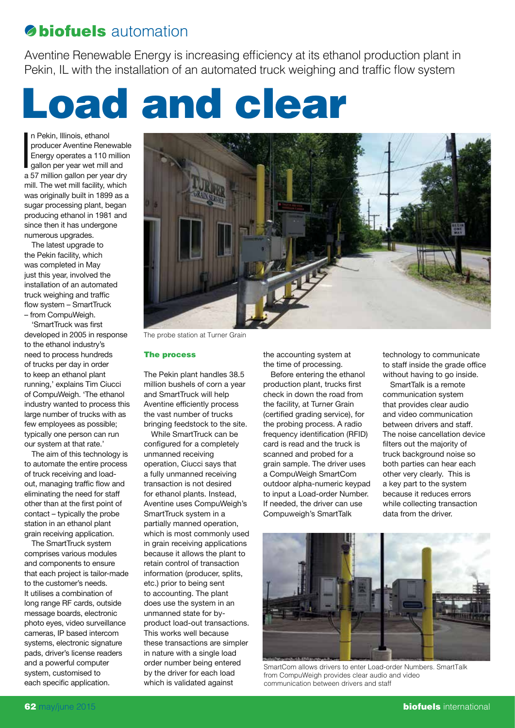# biofuels automation

Aventine Renewable Energy is increasing efficiency at its ethanol production plant in Pekin, IL with the installation of an automated truck weighing and traffic flow system

# Load and clear

In Pekin, Illinois, ethanol producer Aventine Renewable Energy operates a 110 million gallon per year wet mill and a 57 million gallon per year dry mill. The wet mill facility, which was originally built in 1899 as a sugar processing plant, began producing ethanol in 1981 and since then it has undergone numerous upgrades.

The latest upgrade to the Pekin facility, which was completed in May just this year, involved the installation of an automated truck weighing and traffic flow system – SmartTruck – from CompuWeigh.

'SmartTruck was first developed in 2005 in response to the ethanol industry's need to process hundreds of trucks per day in order to keep an ethanol plant running,' explains Tim Ciucci of CompuWeigh. 'The ethanol industry wanted to process this large number of trucks with as few employees as possible; typically one person can run our system at that rate.'

The aim of this technology is to automate the entire process of truck receiving and load-out, managing traffic flow and eliminating the need for staff other than at the first point of contact – typically the probe station in an ethanol plant grain receiving application.

The SmartTruck system comprises various modules and components to ensure that each project is tailor-made to the customer's needs. It utilises a combination of long range RF cards, outside message boards, electronic photo eyes, video surveillance cameras, IP based intercom systems, electronic signature pads, driver's license readers and a powerful computer system, customised to each specific application.

The probe station at Turner Grain

## The process

The Pekin plant handles 38.5 million bushels of corn a year and SmartTruck will help Aventine efficiently process the vast number of trucks bringing feedstock to the site.

While SmartTruck can be configured for a completely unmanned receiving operation, Ciucci says that a fully unmanned receiving transaction is not desired for ethanol plants. Instead, Aventine uses CompuWeigh's SmartTruck system in a partially manned operation, which is most commonly used in grain receiving applications because it allows the plant to retain control of transaction information (producer, splits, etc.) prior to being sent to accounting. The plant does use the system in an unmanned state for by-product load-out transactions. This works well because these transactions are simpler in nature with a single load order number being entered by the driver for each load which is validated against the accounting system at the time of processing.

Before entering the ethanol production plant, trucks first check in down the road from the facility, at Turner Grain (certified grading service), for the probing process. A radio frequency identification (RFID) card is read and the truck is scanned and probed for a grain sample. The driver uses a CompuWeigh SmartCom outdoor alpha-numeric keypad to input a Load-order Number. If needed, the driver can use Compuweigh's SmartTalk technology to communicate to staff inside the grade office without having to go inside.

SmartTalk is a remote communication system that provides clear audio and video communication between drivers and staff. The noise cancellation device filters out the majority of truck background noise so both parties can hear each other very clearly. This is a key part to the system because it reduces errors while collecting transaction data from the driver.

SmartCom allows drivers to enter Load-order Numbers. SmartTalk from CompuWeigh provides clear audio and video communication between drivers and staff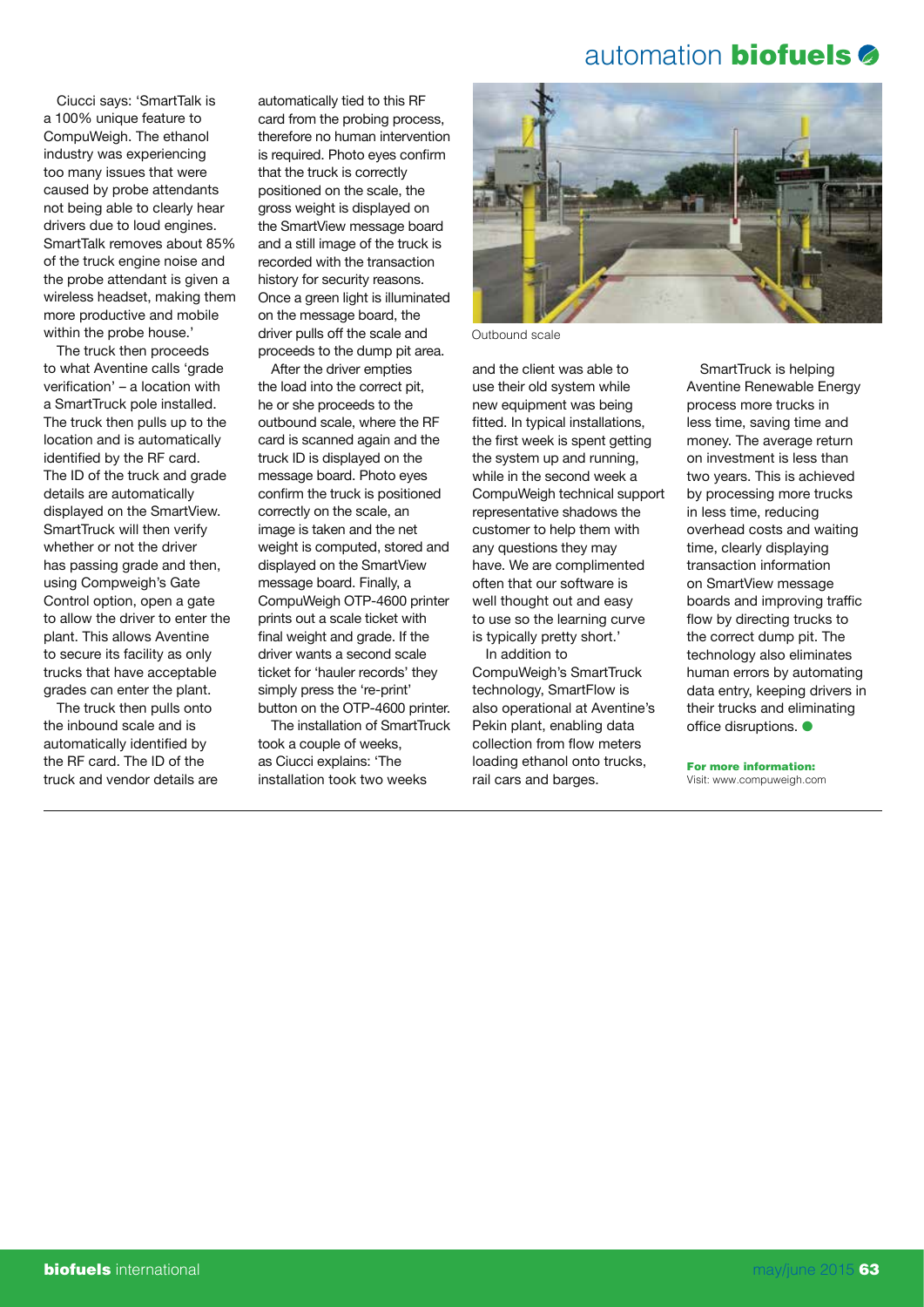Ciucci says: 'SmartTalk is a 100% unique feature to CompuWeigh. The ethanol industry was experiencing too many issues that were caused by probe attendants not being able to clearly hear drivers due to loud engines. SmartTalk removes about 85% of the truck engine noise and the probe attendant is given a wireless headset, making them more productive and mobile within the probe house.'

The truck then proceeds to what Aventine calls 'grade verification' – a location with a SmartTruck pole installed. The truck then pulls up to the location and is automatically identified by the RF card. The ID of the truck and grade details are automatically displayed on the SmartView. SmartTruck will then verify whether or not the driver has passing grade and then, using Compweigh's Gate Control option, open a gate to allow the driver to enter the plant. This allows Aventine to secure its facility as only trucks that have acceptable grades can enter the plant.

The truck then pulls onto the inbound scale and is automatically identified by the RF card. The ID of the truck and vendor details are automatically tied to this RF card from the probing process, therefore no human intervention is required. Photo eyes confirm that the truck is correctly positioned on the scale, the gross weight is displayed on the SmartView message board and a still image of the truck is recorded with the transaction history for security reasons. Once a green light is illuminated on the message board, the driver pulls off the scale and proceeds to the dump pit area.

After the driver empties the load into the correct pit, he or she proceeds to the outbound scale, where the RF card is scanned again and the truck ID is displayed on the message board. Photo eyes confirm the truck is positioned correctly on the scale, an image is taken and the net weight is computed, stored and displayed on the SmartView message board. Finally, a CompuWeigh OTP-4600 printer prints out a scale ticket with final weight and grade. If the driver wants a second scale ticket for 'hauler records' they simply press the 're-print' button on the OTP-4600 printer.

The installation of SmartTruck took a couple of weeks, as Ciucci explains: 'The installation took two weeks and the client was able to use their old system while new equipment was being fitted. In typical installations, the first week is spent getting the system up and running, while in the second week a CompuWeigh technical support representative shadows the customer to help them with any questions they may have. We are complimented often that our software is well thought out and easy to use so the learning curve is typically pretty short.'

Outbound scale

In addition to CompuWeigh's SmartTruck technology, SmartFlow is also operational at Aventine's Pekin plant, enabling data collection from flow meters loading ethanol onto trucks, rail cars and barges.

SmartTruck is helping Aventine Renewable Energy process more trucks in less time, saving time and money. The average return on investment is less than two years. This is achieved by processing more trucks in less time, reducing overhead costs and waiting time, clearly displaying transaction information on SmartView message boards and improving traffic flow by directing trucks to the correct dump pit. The technology also eliminates human errors by automating data entry, keeping drivers in their trucks and eliminating office disruptions. ●

**For more information:**
Visit: www.compuweigh.com